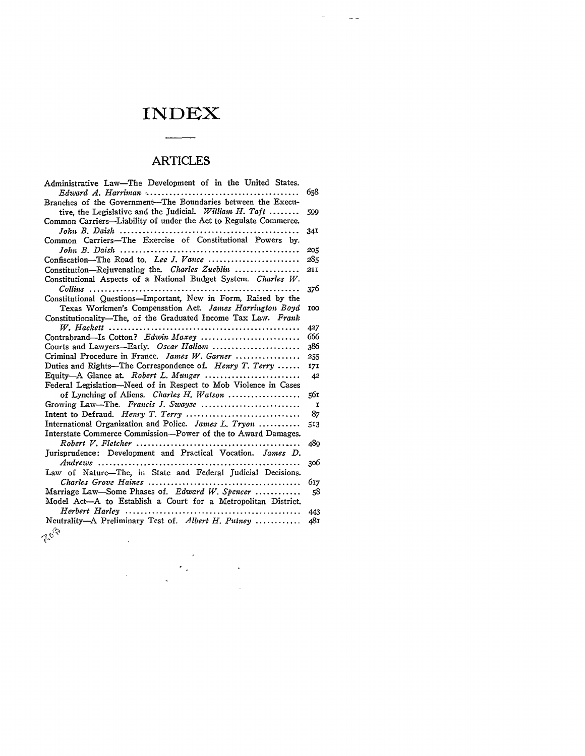# INDEX

## ARTICLES

Administrative Law—The Development of in the United States. *Edward A. Harriman* ........................................ 658

Branches of the Government—The Boundaries between the Executive, the Legislative and the Judicial. *William H. Taft* ........ 599

Common Carriers—Liability of under the Act to Regulate Commerce. *John B. Daish* ........................................ 341

Common Carriers—The Exercise of Constitutional Powers by. *John B. Daish* ........................................ 205

Confiscation—The Road to. *Lee J. Vance* ........................ 285

Constitution—Rejuvenating the. *Charles Zueblin* ................. 211

Constitutional Aspects of a National Budget System. *Charles W. Collins* ........................................ 376

Constitutional Questions—Important, New in Form, Raised by the Texas Workmen's Compensation Act. *James Harrington Boyd* 100

Constitutionality—The, of the Graduated Income Tax Law. *Frank W. Hackett* ........................................ 427

Contrabrand—Is Cotton? *Edwin Maxey* ........................ 666

Courts and Lawyers—Early. *Oscar Hallam* ........................ 386

Criminal Procedure in France. *James W. Garner* ................. 255

Duties and Rights—The Correspondence of. *Henry T. Terry* ...... 171

Equity—A Glance at. *Robert L. Munger* ........................ 42

Federal Legislation—Need of in Respect to Mob Violence in Cases of Lynching of Aliens. *Charles H. Watson* ........................ 561

Growing Law—The. *Francis J. Swayze* ........................ 1

Intent to Defraud. *Henry T. Terry* ........................ 87

International Organization and Police. *James L. Tryon* ........... 513

Interstate Commerce Commission—Power of the to Award Damages. *Robert V. Fletcher* ........................................ 489

Jurisprudence: Development and Practical Vocation. *James D. Andrews* ........................................ 306

Law of Nature—The, in State and Federal Judicial Decisions. *Charles Grove Haines* ........................................ 617

Marriage Law—Some Phases of. *Edward W. Spencer* ............ 58

Model Act—A to Establish a Court for a Metropolitan District. *Herbert Harley* ........................................ 443

Neutrality—A Preliminary Test of. *Albert H. Putney* ............ 481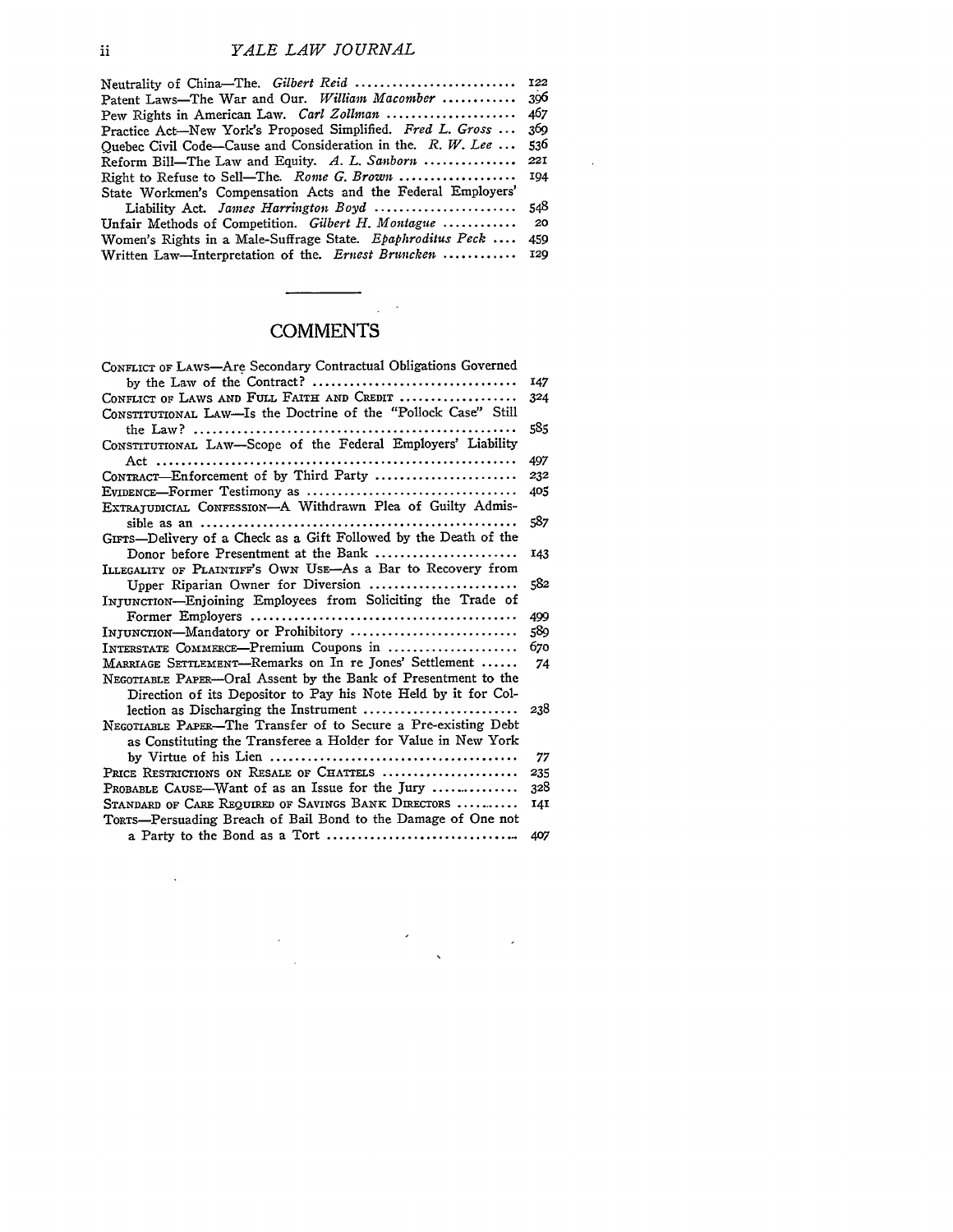Neutrality of China—The. *Gilbert Reid* .......................... 122
Patent Laws—The War and Our. *William Macomber* ............ 396
Pew Rights in American Law. *Carl Zollman* ..................... 467
Practice Act—New York's Proposed Simplified. *Fred L. Gross* ... 369
Quebec Civil Code—Cause and Consideration in the. *R. W. Lee* ... 536
Reform Bill—The Law and Equity. *A. L. Sanborn* ............... 221
Right to Refuse to Sell—The. *Rome G. Brown* ................... 194
State Workmen's Compensation Acts and the Federal Employers' Liability Act. *James Harrington Boyd* ....................... 548
Unfair Methods of Competition. *Gilbert H. Montague* ........... 20
Women's Rights in a Male-Suffrage State. *Epaphroditus Peck* .... 459
Written Law—Interpretation of the. *Ernest Bruncken* ............ 129

## COMMENTS

CONFLICT OF LAWS—Are Secondary Contractual Obligations Governed by the Law of the Contract? ................................ 147
CONFLICT OF LAWS AND FULL FAITH AND CREDIT ................... 324
CONSTITUTIONAL LAW—Is the Doctrine of the "Pollock Case" Still the Law? ................................................... 585
CONSTITUTIONAL LAW—Scope of the Federal Employers' Liability Act ......................................................... 497
CONTRACT—Enforcement of by Third Party ....................... 232
EVIDENCE—Former Testimony as .................................. 405
EXTRAJUDICIAL CONFESSION—A Withdrawn Plea of Guilty Admissible as an ................................................... 587
GIFTS—Delivery of a Check as a Gift Followed by the Death of the Donor before Presentment at the Bank ....................... 143
ILLEGALITY OF PLAINTIFF'S OWN USE—As a Bar to Recovery from Upper Riparian Owner for Diversion ........................ 582
INJUNCTION—Enjoining Employees from Soliciting the Trade of Former Employers ........................................... 499
INJUNCTION—Mandatory or Prohibitory ........................... 589
INTERSTATE COMMERCE—Premium Coupons in ..................... 670
MARRIAGE SETTLEMENT—Remarks on In re Jones' Settlement ...... 74
NEGOTIABLE PAPER—Oral Assent by the Bank of Presentment to the Direction of its Depositor to Pay his Note Held by it for Collection as Discharging the Instrument ......................... 238
NEGOTIABLE PAPER—The Transfer of to Secure a Pre-existing Debt as Constituting the Transferee a Holder for Value in New York by Virtue of his Lien ........................................ 77
PRICE RESTRICTIONS ON RESALE OF CHATTELS ...................... 235
PROBABLE CAUSE—Want of as an Issue for the Jury ............... 328
STANDARD OF CARE REQUIRED OF SAVINGS BANK DIRECTORS .......... 141
TORTS—Persuading Breach of Bail Bond to the Damage of One not a Party to the Bond as a Tort ............................... 407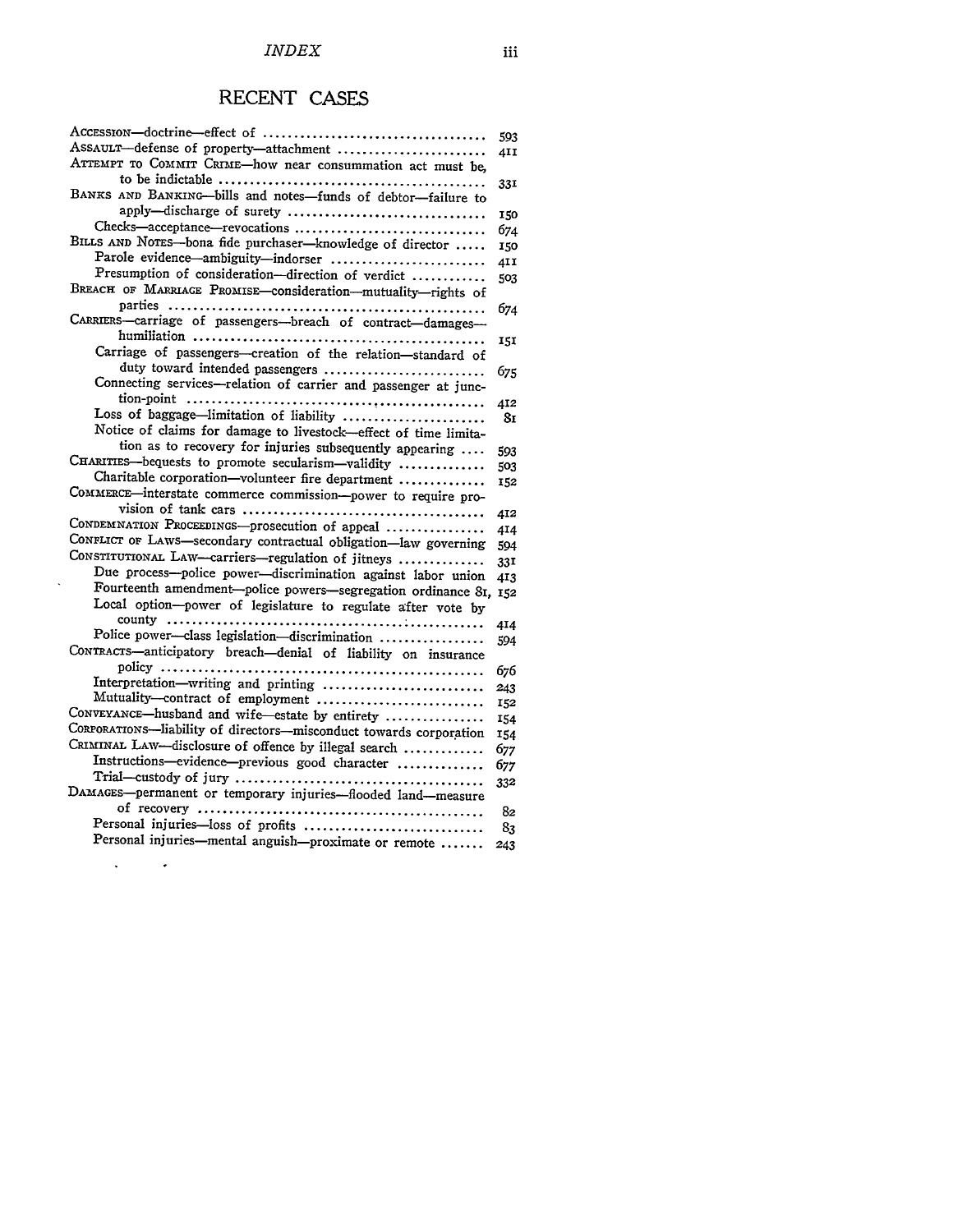## RECENT CASES

ACCESSION—doctrine—effect of .................................... 593

ASSAULT—defense of property—attachment ........................ 411

ATTEMPT TO COMMIT CRIME—how near consummation act must be, to be indictable ........................................... 331

BANKS AND BANKING—bills and notes—funds of debtor—failure to apply—discharge of surety ............................... 150

 Checks—acceptance—revocations ............................... 674

BILLS AND NOTES—bona fide purchaser—knowledge of director ..... 150

 Parole evidence—ambiguity—indorser ......................... 411

 Presumption of consideration—direction of verdict ........... 503

BREACH OF MARRIAGE PROMISE—consideration—mutuality—rights of parties ................................................... 674

CARRIERS—carriage of passengers—breach of contract—damages—humiliation ............................................... 151

 Carriage of passengers—creation of the relation—standard of duty toward intended passengers .......................... 675

 Connecting services—relation of carrier and passenger at junction-point ............................................... 412

 Loss of baggage—limitation of liability ...................... 81

 Notice of claims for damage to livestock—effect of time limitation as to recovery for injuries subsequently appearing .... 593

CHARITIES—bequests to promote secularism—validity ............. 503

 Charitable corporation—volunteer fire department ............. 152

COMMERCE—interstate commerce commission—power to require provision of tank cars ....................................... 412

CONDEMNATION PROCEEDINGS—prosecution of appeal ................ 414

CONFLICT OF LAWS—secondary contractual obligation—law governing 594

CONSTITUTIONAL LAW—carriers—regulation of jitneys ............. 331

 Due process—police power—discrimination against labor union 413

 Fourteenth amendment—police powers—segregation ordinance 81, 152

 Local option—power of legislature to regulate after vote by county .................................................. 414

 Police power—class legislation—discrimination ................ 594

CONTRACTS—anticipatory breach—denial of liability on insurance policy ................................................... 676

 Interpretation—writing and printing .......................... 243

 Mutuality—contract of employment ........................... 152

CONVEYANCE—husband and wife—estate by entirety ................ 154

CORPORATIONS—liability of directors—misconduct towards corporation 154

CRIMINAL LAW—disclosure of offence by illegal search ............ 677

 Instructions—evidence—previous good character ............. 677

 Trial—custody of jury ....................................... 332

DAMAGES—permanent or temporary injuries—flooded land—measure of recovery .............................................. 82

 Personal injuries—loss of profits ............................. 83

 Personal injuries—mental anguish—proximate or remote ....... 243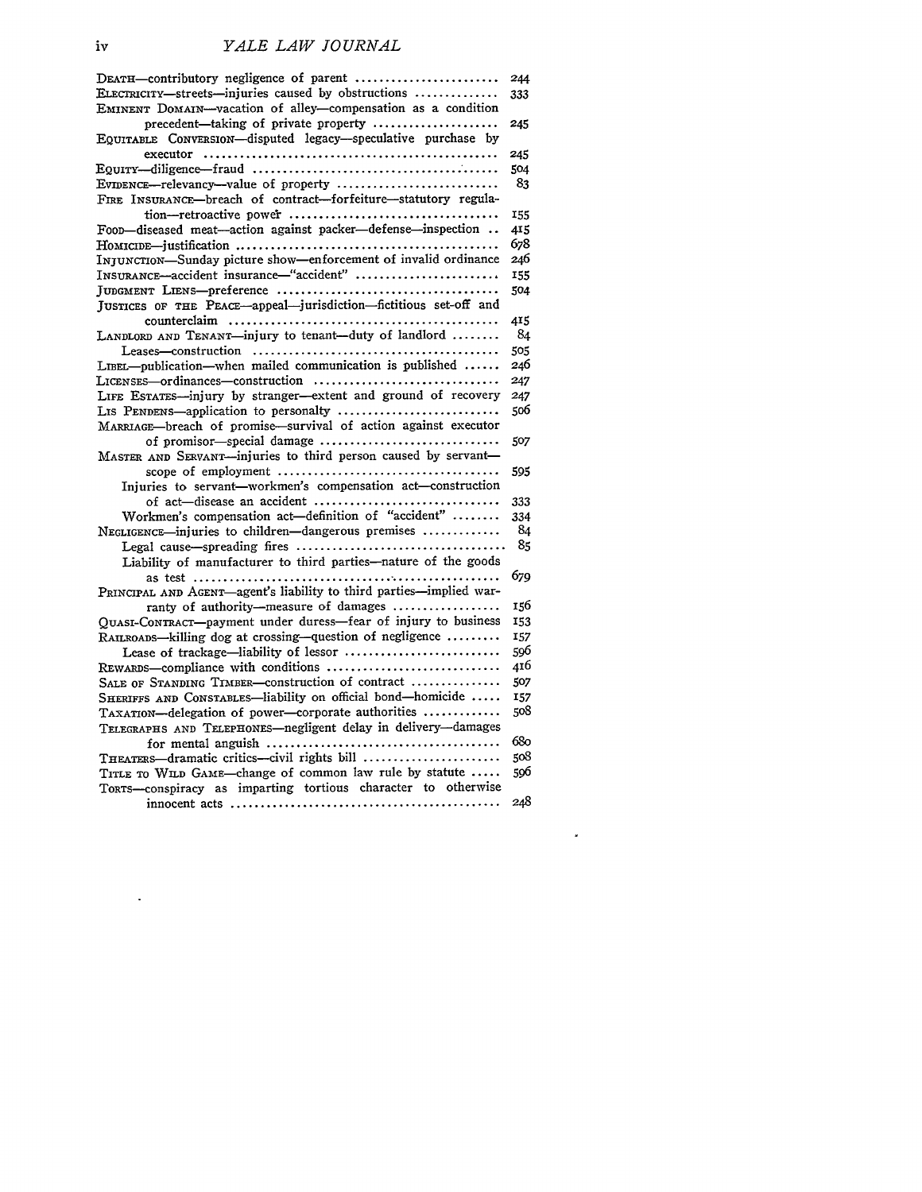DEATH—contributory negligence of parent ........................ 244
ELECTRICITY—streets—injuries caused by obstructions .............. 333
EMINENT DOMAIN—vacation of alley—compensation as a condition precedent—taking of private property ..................... 245
EQUITABLE CONVERSION—disputed legacy—speculative purchase by executor ................................................. 245
EQUITY—diligence—fraud ........................................ 504
EVIDENCE—relevancy—value of property ........................... 83
FIRE INSURANCE—breach of contract—forfeiture—statutory regulation—retroactive power .................................. 155
FOOD—diseased meat—action against packer—defense—inspection .. 415
HOMICIDE—justification ........................................... 678
INJUNCTION—Sunday picture show—enforcement of invalid ordinance 246
INSURANCE—accident insurance—"accident" ........................ 155
JUDGMENT LIENS—preference ..................................... 504
JUSTICES OF THE PEACE—appeal—jurisdiction—fictitious set-off and counterclaim ............................................. 415
LANDLORD AND TENANT—injury to tenant—duty of landlord ........ 84
    Leases—construction ......................................... 505
LIBEL—publication—when mailed communication is published ...... 246
LICENSES—ordinances—construction .............................. 247
LIFE ESTATES—injury by stranger—extent and ground of recovery 247
LIS PENDENS—application to personalty ........................... 506
MARRIAGE—breach of promise—survival of action against executor of promisor—special damage ............................. 507
MASTER AND SERVANT—injuries to third person caused by servant—scope of employment .................................... 595
    Injuries to servant—workmen's compensation act—construction of act—disease an accident ............................... 333
    Workmen's compensation act—definition of "accident" ........ 334
NEGLIGENCE—injuries to children—dangerous premises ............ 84
    Legal cause—spreading fires ................................... 85
    Liability of manufacturer to third parties—nature of the goods as test .................................................... 679
PRINCIPAL AND AGENT—agent's liability to third parties—implied warranty of authority—measure of damages ................. 156
QUASI-CONTRACT—payment under duress—fear of injury to business 153
RAILROADS—killing dog at crossing—question of negligence ......... 157
    Lease of trackage—liability of lessor .......................... 596
REWARDS—compliance with conditions ............................. 416
SALE OF STANDING TIMBER—construction of contract ............... 507
SHERIFFS AND CONSTABLES—liability on official bond—homicide ..... 157
TAXATION—delegation of power—corporate authorities ............. 508
TELEGRAPHS AND TELEPHONES—negligent delay in delivery—damages for mental anguish ...................................... 680
THEATERS—dramatic critics—civil rights bill ....................... 508
TITLE TO WILD GAME—change of common law rule by statute ..... 596
TORTS—conspiracy as imparting tortious character to otherwise innocent acts ............................................. 248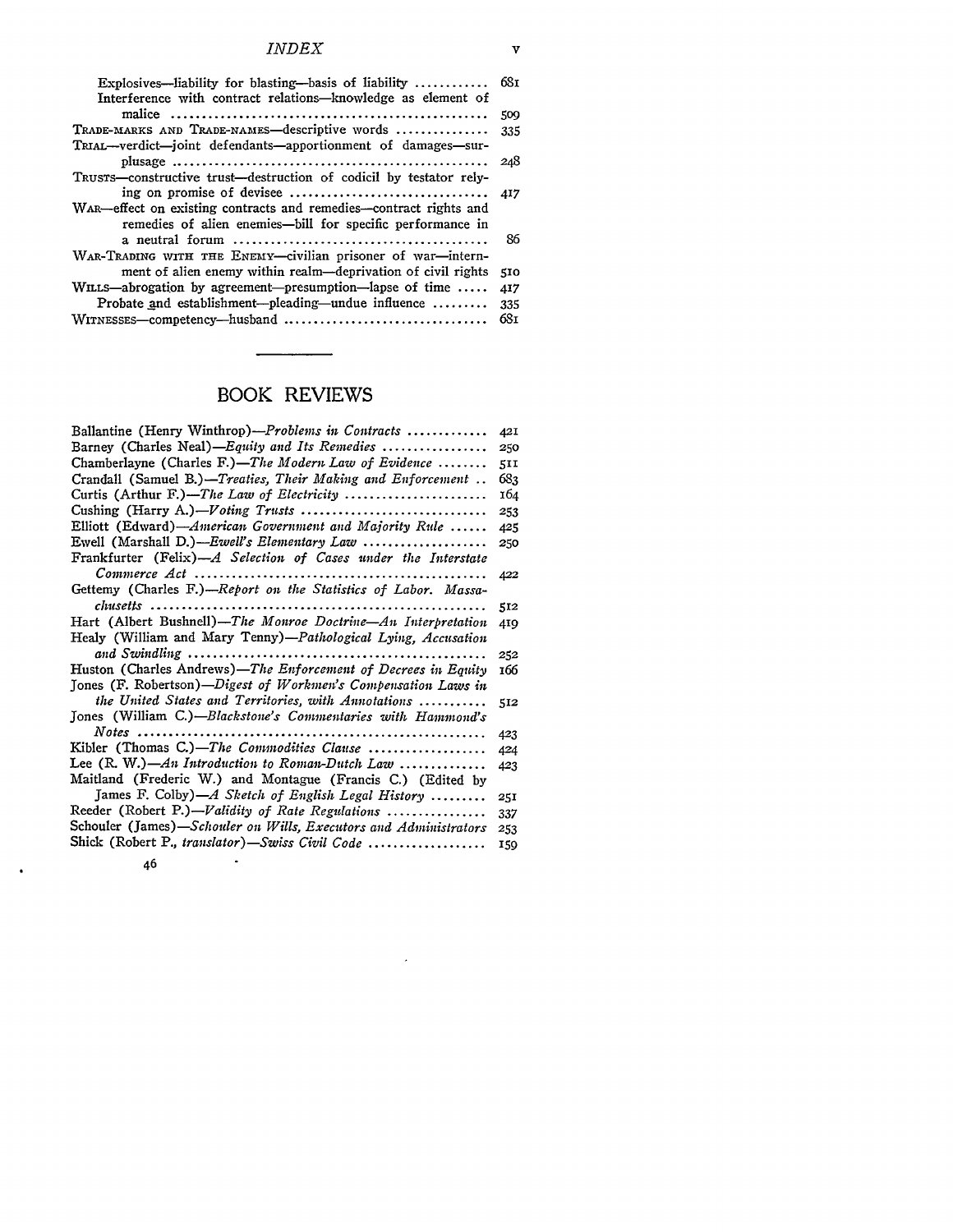Explosives—liability for blasting—basis of liability ............ 681
Interference with contract relations—knowledge as element of malice ............ 509

TRADE-MARKS AND TRADE-NAMES—descriptive words ............ 335

TRIAL—verdict—joint defendants—apportionment of damages—surplusage ............ 248

TRUSTS—constructive trust—destruction of codicil by testator relying on promise of devisee ............ 417

WAR—effect on existing contracts and remedies—contract rights and remedies of alien enemies—bill for specific performance in a neutral forum ............ 86

WAR-TRADING WITH THE ENEMY—civilian prisoner of war—internment of alien enemy within realm—deprivation of civil rights 510

WILLS—abrogation by agreement—presumption—lapse of time ..... 417
Probate and establishment—pleading—undue influence ......... 335

WITNESSES—competency—husband ............ 681

## BOOK REVIEWS

Ballantine (Henry Winthrop)—*Problems in Contracts* ............ 421
Barney (Charles Neal)—*Equity and Its Remedies* ............ 250
Chamberlayne (Charles F.)—*The Modern Law of Evidence* ........ 511
Crandall (Samuel B.)—*Treaties, Their Making and Enforcement* .. 683
Curtis (Arthur F.)—*The Law of Electricity* ............ 164
Cushing (Harry A.)—*Voting Trusts* ............ 253
Elliott (Edward)—*American Government and Majority Rule* ...... 425
Ewell (Marshall D.)—*Ewell's Elementary Law* ............ 250
Frankfurter (Felix)—*A Selection of Cases under the Interstate Commerce Act* ............ 422
Gettemy (Charles F.)—*Report on the Statistics of Labor. Massachusetts* ............ 512
Hart (Albert Bushnell)—*The Monroe Doctrine—An Interpretation* 419
Healy (William and Mary Tenny)—*Pathological Lying, Accusation and Swindling* ............ 252
Huston (Charles Andrews)—*The Enforcement of Decrees in Equity* 166
Jones (F. Robertson)—*Digest of Workmen's Compensation Laws in the United States and Territories, with Annotations* ........... 512
Jones (William C.)—*Blackstone's Commentaries with Hammond's Notes* ............ 423
Kibler (Thomas C.)—*The Commodities Clause* ............ 424
Lee (R. W.)—*An Introduction to Roman-Dutch Law* ............ 423
Maitland (Frederic W.) and Montague (Francis C.) (Edited by James F. Colby)—*A Sketch of English Legal History* ......... 251
Reeder (Robert P.)—*Validity of Rate Regulations* ............ 337
Schouler (James)—*Schouler on Wills, Executors and Administrators* 253
Shick (Robert P., *translator*)—*Swiss Civil Code* ............ 159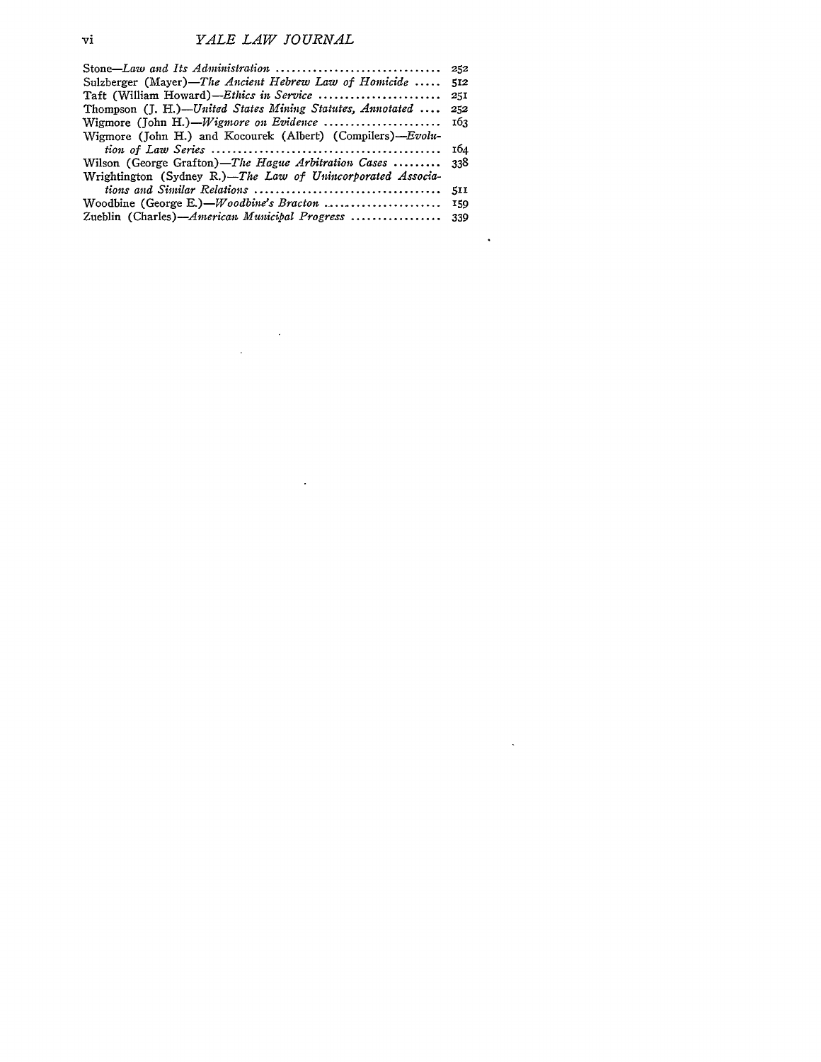Stone—*Law and Its Administration* .............................. 252
Sulzberger (Mayer)—*The Ancient Hebrew Law of Homicide* ..... 512
Taft (William Howard)—*Ethics in Service* ....................... 251
Thompson (J. H.)—*United States Mining Statutes, Annotated* .... 252
Wigmore (John H.)—*Wigmore on Evidence* ...................... 163
Wigmore (John H.) and Kocourek (Albert) (Compilers)—*Evolution of Law Series* ........................................... 164
Wilson (George Grafton)—*The Hague Arbitration Cases* ......... 338
Wrightington (Sydney R.)—*The Law of Unincorporated Associations and Similar Relations* .................................. 511
Woodbine (George E.)—*Woodbine's Bracton* ...................... 159
Zueblin (Charles)—*American Municipal Progress* ................. 339